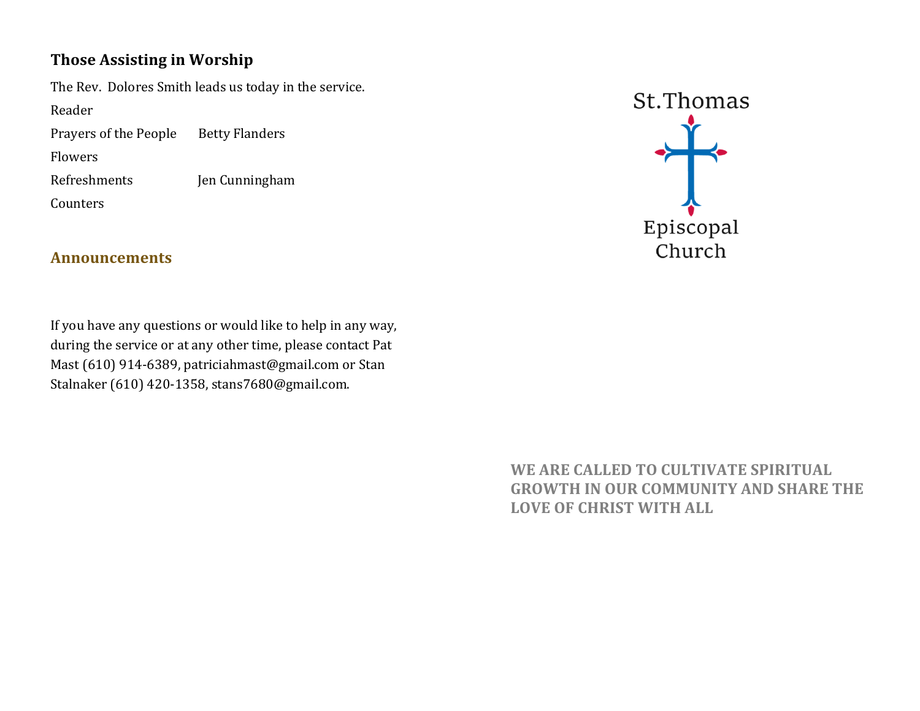## Those Assisting in Worship

The Rev. Dolores Smith leads us today in the service.

| | |
|---|---|
| Reader | |
| Prayers of the People | Betty Flanders |
| Flowers | |
| Refreshments | Jen Cunningham |
| Counters | |

## Announcements

If you have any questions or would like to help in any way, during the service or at any other time, please contact Pat Mast (610) 914-6389, patriciahmast@gmail.com or Stan Stalnaker (610) 420-1358, stans7680@gmail.com.

St.Thomas

Episcopal Church

**WE ARE CALLED TO CULTIVATE SPIRITUAL GROWTH IN OUR COMMUNITY AND SHARE THE LOVE OF CHRIST WITH ALL**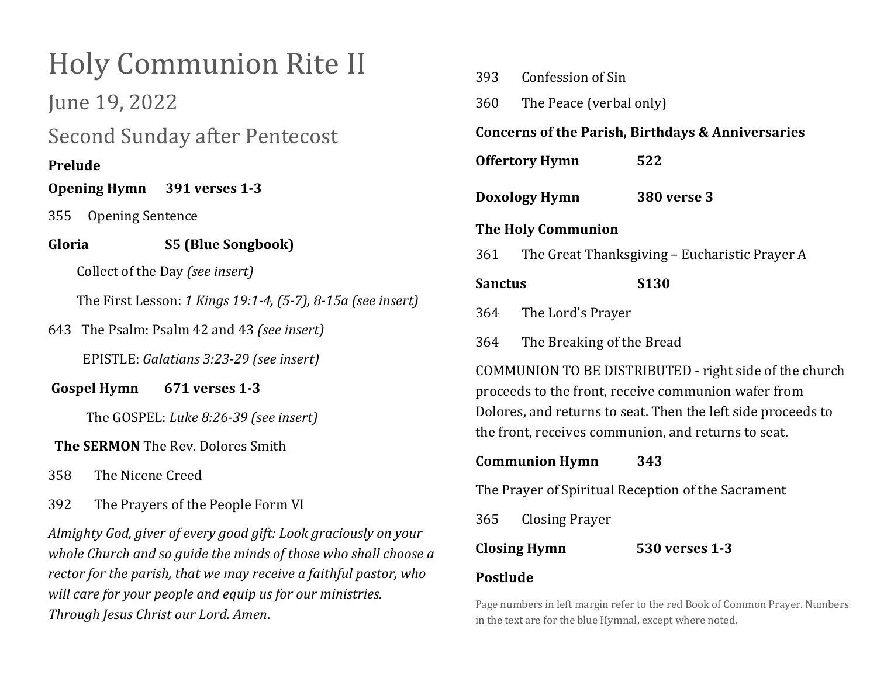# Holy Communion Rite II

## June 19, 2022

## Second Sunday after Pentecost

**Prelude**

**Opening Hymn 391 verses 1-3**

355 Opening Sentence

**Gloria S5 (Blue Songbook)**

Collect of the Day *(see insert)*

The First Lesson: *1 Kings 19:1-4, (5-7), 8-15a (see insert)*

643 The Psalm: Psalm 42 and 43 *(see insert)*

EPISTLE: *Galatians 3:23-29 (see insert)*

**Gospel Hymn 671 verses 1-3**

The GOSPEL: *Luke 8:26-39 (see insert)*

**The SERMON** The Rev. Dolores Smith

358 The Nicene Creed

392 The Prayers of the People Form VI

*Almighty God, giver of every good gift: Look graciously on your whole Church and so guide the minds of those who shall choose a rector for the parish, that we may receive a faithful pastor, who will care for your people and equip us for our ministries. Through Jesus Christ our Lord. Amen*.

393 Confession of Sin

360 The Peace (verbal only)

**Concerns of the Parish, Birthdays & Anniversaries**

**Offertory Hymn 522**

**Doxology Hymn 380 verse 3**

**The Holy Communion**

361 The Great Thanksgiving – Eucharistic Prayer A

**Sanctus S130**

364 The Lord's Prayer

364 The Breaking of the Bread

COMMUNION TO BE DISTRIBUTED - right side of the church proceeds to the front, receive communion wafer from Dolores, and returns to seat. Then the left side proceeds to the front, receives communion, and returns to seat.

**Communion Hymn 343**

The Prayer of Spiritual Reception of the Sacrament

365 Closing Prayer

**Closing Hymn 530 verses 1-3**

**Postlude**

Page numbers in left margin refer to the red Book of Common Prayer. Numbers in the text are for the blue Hymnal, except where noted.